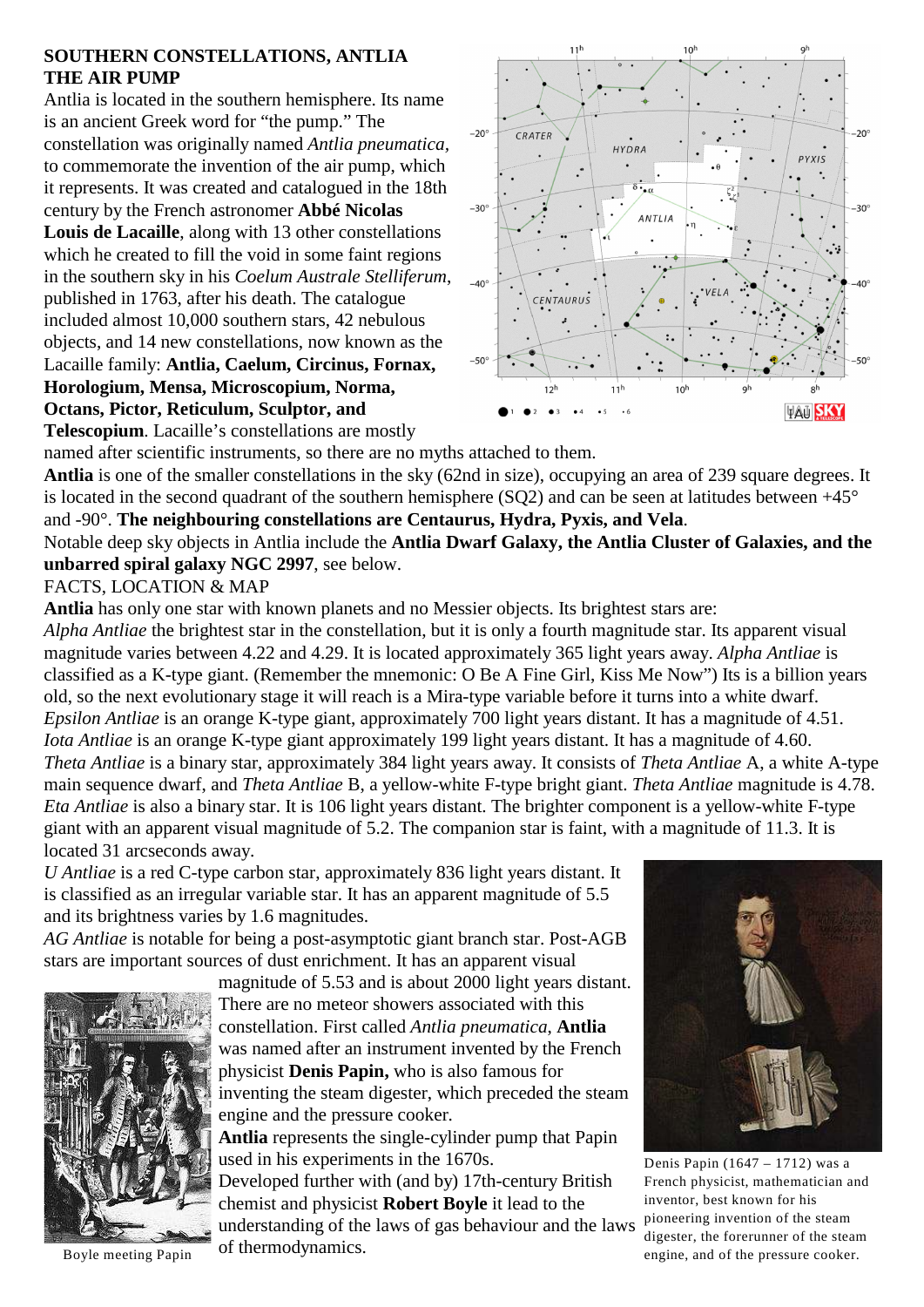# SOUTHERN CONSTELLATIONS, ANTLIA THE AIR PUMP

Antlia is located in the southern hemisphere. Its name is an ancient Greek word for "the pump." The constellation was originally named *Antlia pneumatica*, to commemorate the invention of the air pump, which it represents. It was created and catalogued in the 18th century by the French astronomer **Abbé Nicolas Louis de Lacaille**, along with 13 other constellations which he created to fill the void in some faint regions in the southern sky in his *Coelum Australe Stelliferum*, published in 1763, after his death. The catalogue included almost 10,000 southern stars, 42 nebulous objects, and 14 new constellations, now known as the Lacaille family: **Antlia, Caelum, Circinus, Fornax, Horologium, Mensa, Microscopium, Norma, Octans, Pictor, Reticulum, Sculptor, and Telescopium**. Lacaille's constellations are mostly named after scientific instruments, so there are no myths attached to them.

**Antlia** is one of the smaller constellations in the sky (62nd in size), occupying an area of 239 square degrees. It is located in the second quadrant of the southern hemisphere (SQ2) and can be seen at latitudes between +45° and -90°. **The neighbouring constellations are Centaurus, Hydra, Pyxis, and Vela**.

Notable deep sky objects in Antlia include the **Antlia Dwarf Galaxy, the Antlia Cluster of Galaxies, and the unbarred spiral galaxy NGC 2997**, see below.

FACTS, LOCATION & MAP

**Antlia** has only one star with known planets and no Messier objects. Its brightest stars are:

*Alpha Antliae* the brightest star in the constellation, but it is only a fourth magnitude star. Its apparent visual magnitude varies between 4.22 and 4.29. It is located approximately 365 light years away. *Alpha Antliae* is classified as a K-type giant. (Remember the mnemonic: O Be A Fine Girl, Kiss Me Now") Its is a billion years old, so the next evolutionary stage it will reach is a Mira-type variable before it turns into a white dwarf.

*Epsilon Antliae* is an orange K-type giant, approximately 700 light years distant. It has a magnitude of 4.51.

*Iota Antliae* is an orange K-type giant approximately 199 light years distant. It has a magnitude of 4.60.

*Theta Antliae* is a binary star, approximately 384 light years away. It consists of *Theta Antliae* A, a white A-type main sequence dwarf, and *Theta Antliae* B, a yellow-white F-type bright giant. *Theta Antliae* magnitude is 4.78.

*Eta Antliae* is also a binary star. It is 106 light years distant. The brighter component is a yellow-white F-type giant with an apparent visual magnitude of 5.2. The companion star is faint, with a magnitude of 11.3. It is located 31 arcseconds away.

*U Antliae* is a red C-type carbon star, approximately 836 light years distant. It is classified as an irregular variable star. It has an apparent magnitude of 5.5 and its brightness varies by 1.6 magnitudes.

*AG Antliae* is notable for being a post-asymptotic giant branch star. Post-AGB stars are important sources of dust enrichment. It has an apparent visual magnitude of 5.53 and is about 2000 light years distant.

There are no meteor showers associated with this constellation. First called *Antlia pneumatica*, **Antlia** was named after an instrument invented by the French physicist **Denis Papin,** who is also famous for inventing the steam digester, which preceded the steam engine and the pressure cooker.

**Antlia** represents the single-cylinder pump that Papin used in his experiments in the 1670s.

Developed further with (and by) 17th-century British chemist and physicist **Robert Boyle** it lead to the understanding of the laws of gas behaviour and the laws of thermodynamics.

Boyle meeting Papin

Denis Papin (1647 – 1712) was a French physicist, mathematician and inventor, best known for his pioneering invention of the steam digester, the forerunner of the steam engine, and of the pressure cooker.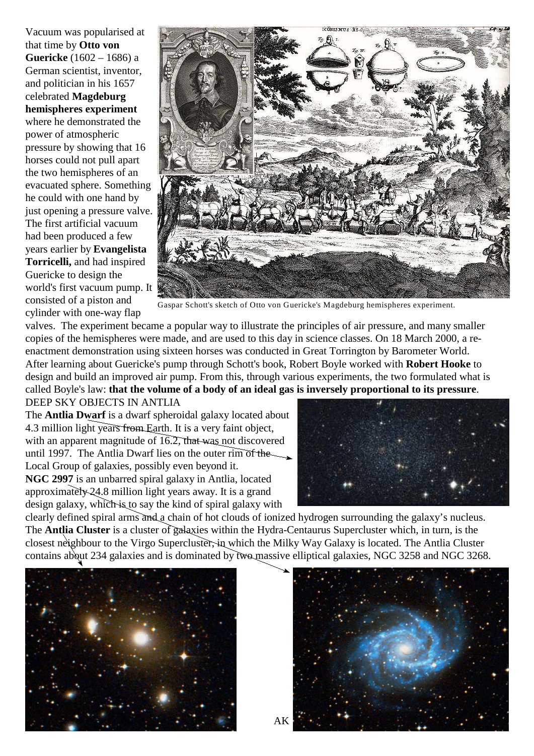Vacuum was popularised at that time by **Otto von Guericke** (1602 – 1686) a German scientist, inventor, and politician in his 1657 celebrated **Magdeburg hemispheres experiment** where he demonstrated the power of atmospheric pressure by showing that 16 horses could not pull apart the two hemispheres of an evacuated sphere. Something he could with one hand by just opening a pressure valve. The first artificial vacuum had been produced a few years earlier by **Evangelista Torricelli,** and had inspired Guericke to design the world's first vacuum pump. It consisted of a piston and cylinder with one-way flap valves. The experiment became a popular way to illustrate the principles of air pressure, and many smaller copies of the hemispheres were made, and are used to this day in science classes. On 18 March 2000, a re-enactment demonstration using sixteen horses was conducted in Great Torrington by Barometer World. After learning about Guericke's pump through Schott's book, Robert Boyle worked with **Robert Hooke** to design and build an improved air pump. From this, through various experiments, the two formulated what is called Boyle's law: **that the volume of a body of an ideal gas is inversely proportional to its pressure**.

Gaspar Schott's sketch of Otto von Guericke's Magdeburg hemispheres experiment.

DEEP SKY OBJECTS IN ANTLIA

The **Antlia Dwarf** is a dwarf spheroidal galaxy located about 4.3 million light years from Earth. It is a very faint object, with an apparent magnitude of 16.2, that was not discovered until 1997. The Antlia Dwarf lies on the outer rim of the Local Group of galaxies, possibly even beyond it.

**NGC 2997** is an unbarred spiral galaxy in Antlia, located approximately 24.8 million light years away. It is a grand design galaxy, which is to say the kind of spiral galaxy with clearly defined spiral arms and a chain of hot clouds of ionized hydrogen surrounding the galaxy's nucleus.

The **Antlia Cluster** is a cluster of galaxies within the Hydra-Centaurus Supercluster which, in turn, is the closest neighbour to the Virgo Supercluster, in which the Milky Way Galaxy is located. The Antlia Cluster contains about 234 galaxies and is dominated by two massive elliptical galaxies, NGC 3258 and NGC 3268.

AK